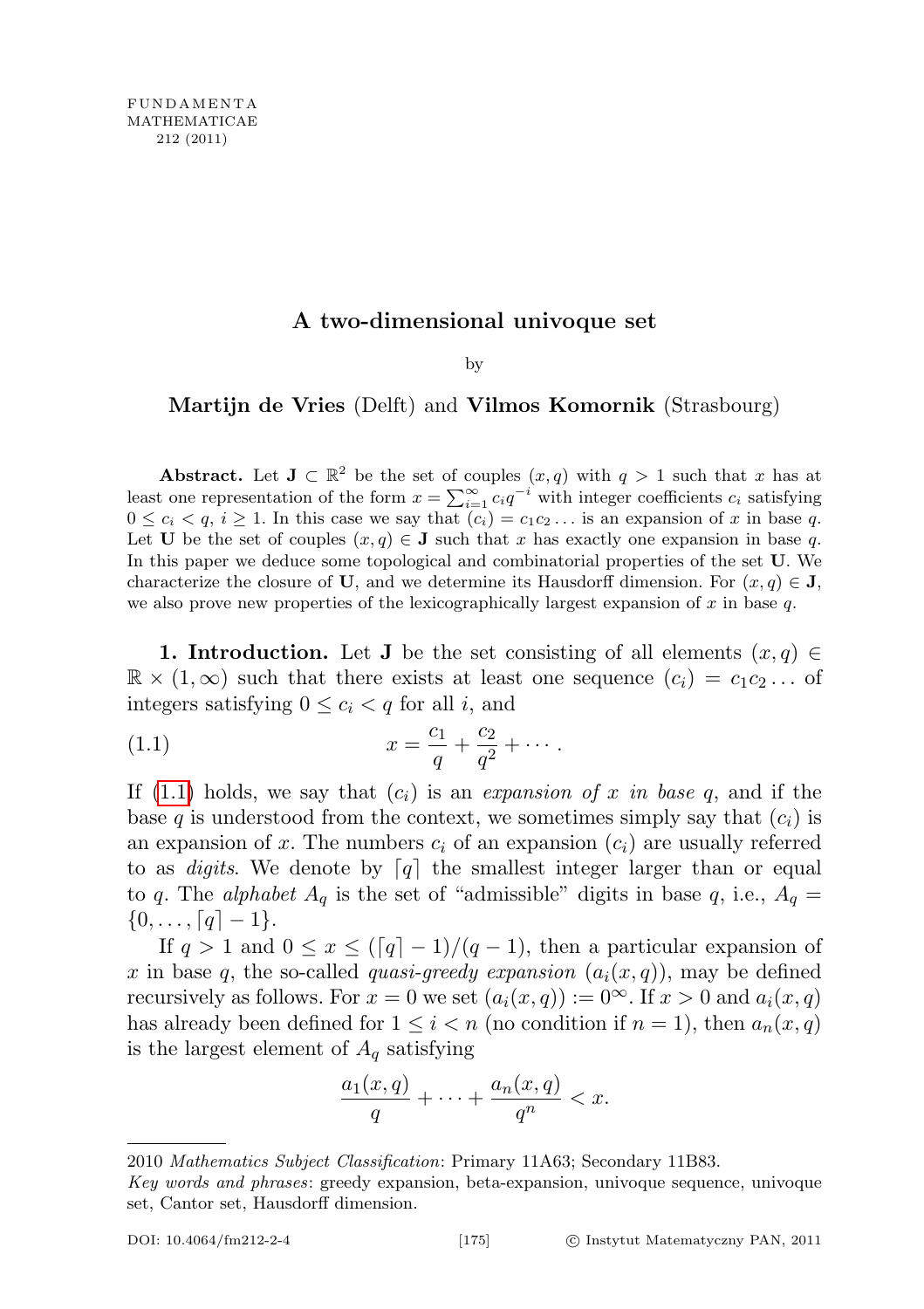# A two-dimensional univoque set

by

**Martijn de Vries** (Delft) and **Vilmos Komornik** (Strasbourg)

**Abstract.** Let $\mathbf{J} \subset \mathbb{R}^2$ be the set of couples $(x, q)$ with $q > 1$ such that $x$ has at least one representation of the form $x = \sum_{i=1}^{\infty} c_i q^{-i}$ with integer coefficients $c_i$ satisfying $0 \leq c_i < q$, $i \geq 1$. In this case we say that $(c_i) = c_1 c_2 \ldots$ is an expansion of $x$ in base $q$. Let $\mathbf{U}$ be the set of couples $(x, q) \in \mathbf{J}$ such that $x$ has exactly one expansion in base $q$. In this paper we deduce some topological and combinatorial properties of the set $\mathbf{U}$. We characterize the closure of $\mathbf{U}$, and we determine its Hausdorff dimension. For $(x, q) \in \mathbf{J}$, we also prove new properties of the lexicographically largest expansion of $x$ in base $q$.

**1. Introduction.** Let $\mathbf{J}$ be the set consisting of all elements $(x, q) \in \mathbb{R} \times (1, \infty)$ such that there exists at least one sequence $(c_i) = c_1 c_2 \ldots$ of integers satisfying $0 \leq c_i < q$ for all $i$, and

$$x = \frac{c_1}{q} + \frac{c_2}{q^2} + \cdots . \tag{1.1}$$

If (1.1) holds, we say that $(c_i)$ is an *expansion of $x$ in base $q$*, and if the base $q$ is understood from the context, we sometimes simply say that $(c_i)$ is an expansion of $x$. The numbers $c_i$ of an expansion $(c_i)$ are usually referred to as *digits*. We denote by $\lceil q \rceil$ the smallest integer larger than or equal to $q$. The *alphabet* $A_q$ is the set of "admissible" digits in base $q$, i.e., $A_q = \{0, \ldots, \lceil q \rceil - 1\}$.

If $q > 1$ and $0 \leq x \leq (\lceil q \rceil - 1)/(q - 1)$, then a particular expansion of $x$ in base $q$, the so-called *quasi-greedy expansion* $(a_i(x, q))$, may be defined recursively as follows. For $x = 0$ we set $(a_i(x, q)) := 0^\infty$. If $x > 0$ and $a_i(x, q)$ has already been defined for $1 \leq i < n$ (no condition if $n = 1$), then $a_n(x, q)$ is the largest element of $A_q$ satisfying

$$\frac{a_1(x, q)}{q} + \cdots + \frac{a_n(x, q)}{q^n} < x.$$

2010 *Mathematics Subject Classification*: Primary 11A63; Secondary 11B83.

*Key words and phrases*: greedy expansion, beta-expansion, univoque sequence, univoque set, Cantor set, Hausdorff dimension.

DOI: 10.4064/fm212-2-4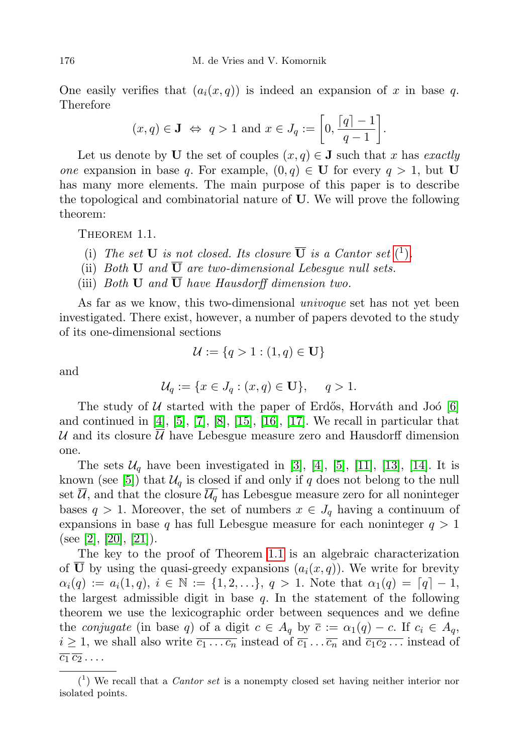One easily verifies that $(a_i(x,q))$ is indeed an expansion of $x$ in base $q$. Therefore

$$(x,q) \in \mathbf{J} \iff q > 1 \text{ and } x \in J_q := \left[0, \frac{\lceil q \rceil - 1}{q-1}\right].$$

Let us denote by $\mathbf{U}$ the set of couples $(x,q) \in \mathbf{J}$ such that $x$ has *exactly one* expansion in base $q$. For example, $(0,q) \in \mathbf{U}$ for every $q > 1$, but $\mathbf{U}$ has many more elements. The main purpose of this paper is to describe the topological and combinatorial nature of $\mathbf{U}$. We will prove the following theorem:

Theorem 1.1.

- (i) *The set* $\mathbf{U}$ *is not closed. Its closure* $\overline{\mathbf{U}}$ *is a Cantor set* (1).
- (ii) *Both* $\mathbf{U}$ *and* $\overline{\mathbf{U}}$ *are two-dimensional Lebesgue null sets.*
- (iii) *Both* $\mathbf{U}$ *and* $\overline{\mathbf{U}}$ *have Hausdorff dimension two.*

As far as we know, this two-dimensional *univoque* set has not yet been investigated. There exist, however, a number of papers devoted to the study of its one-dimensional sections

$$\mathcal{U} := \{q > 1 : (1,q) \in \mathbf{U}\}$$

and

$$\mathcal{U}_q := \{x \in J_q : (x,q) \in \mathbf{U}\}, \quad q > 1.$$

The study of $\mathcal{U}$ started with the paper of Erdős, Horváth and Joó [6] and continued in [4], [5], [7], [8], [15], [16], [17]. We recall in particular that $\mathcal{U}$ and its closure $\overline{\mathcal{U}}$ have Lebesgue measure zero and Hausdorff dimension one.

The sets $\mathcal{U}_q$ have been investigated in [3], [4], [5], [11], [13], [14]. It is known (see [5]) that $\mathcal{U}_q$ is closed if and only if $q$ does not belong to the null set $\overline{\mathcal{U}}$, and that the closure $\overline{\mathcal{U}_q}$ has Lebesgue measure zero for all noninteger bases $q > 1$. Moreover, the set of numbers $x \in J_q$ having a continuum of expansions in base $q$ has full Lebesgue measure for each noninteger $q > 1$ (see [2], [20], [21]).

The key to the proof of Theorem 1.1 is an algebraic characterization of $\overline{\mathbf{U}}$ by using the quasi-greedy expansions $(a_i(x,q))$. We write for brevity $\alpha_i(q) := a_i(1,q)$, $i \in \mathbb{N} := \{1, 2, \ldots\}$, $q > 1$. Note that $\alpha_1(q) = \lceil q \rceil - 1$, the largest admissible digit in base $q$. In the statement of the following theorem we use the lexicographic order between sequences and we define the *conjugate* (in base $q$) of a digit $c \in A_q$ by $\overline{c} := \alpha_1(q) - c$. If $c_i \in A_q$, $i \geq 1$, we shall also write $\overline{c_1 \ldots c_n}$ instead of $\overline{c_1} \ldots \overline{c_n}$ and $\overline{c_1 c_2 \ldots}$ instead of $\overline{c_1}\,\overline{c_2} \ldots$.

(1) We recall that a *Cantor set* is a nonempty closed set having neither interior nor isolated points.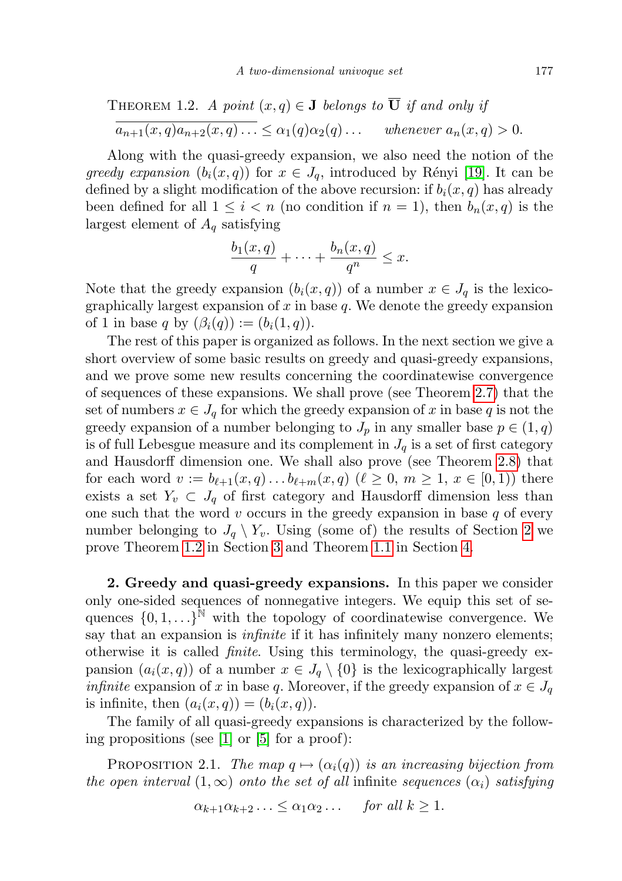Theorem 1.2. *A point $(x, q) \in \mathbf{J}$ belongs to $\overline{\mathbf{U}}$ if and only if*

$$\overline{a_{n+1}(x,q)a_{n+2}(x,q)\dots} \le \alpha_1(q)\alpha_2(q)\dots \quad \text{whenever } a_n(x,q) > 0.$$

Along with the quasi-greedy expansion, we also need the notion of the *greedy expansion* $(b_i(x,q))$ for $x \in J_q$, introduced by Rényi [19]. It can be defined by a slight modification of the above recursion: if $b_i(x,q)$ has already been defined for all $1 \le i < n$ (no condition if $n = 1$), then $b_n(x,q)$ is the largest element of $A_q$ satisfying

$$\frac{b_1(x,q)}{q} + \dots + \frac{b_n(x,q)}{q^n} \le x.$$

Note that the greedy expansion $(b_i(x,q))$ of a number $x \in J_q$ is the lexicographically largest expansion of $x$ in base $q$. We denote the greedy expansion of 1 in base $q$ by $(\beta_i(q)) := (b_i(1,q))$.

The rest of this paper is organized as follows. In the next section we give a short overview of some basic results on greedy and quasi-greedy expansions, and we prove some new results concerning the coordinatewise convergence of sequences of these expansions. We shall prove (see Theorem 2.7) that the set of numbers $x \in J_q$ for which the greedy expansion of $x$ in base $q$ is not the greedy expansion of a number belonging to $J_p$ in any smaller base $p \in (1,q)$ is of full Lebesgue measure and its complement in $J_q$ is a set of first category and Hausdorff dimension one. We shall also prove (see Theorem 2.8) that for each word $v := b_{\ell+1}(x,q)\dots b_{\ell+m}(x,q)$ ($\ell \ge 0$, $m \ge 1$, $x \in [0,1)$) there exists a set $Y_v \subset J_q$ of first category and Hausdorff dimension less than one such that the word $v$ occurs in the greedy expansion in base $q$ of every number belonging to $J_q \setminus Y_v$. Using (some of) the results of Section 2 we prove Theorem 1.2 in Section 3 and Theorem 1.1 in Section 4.

**2. Greedy and quasi-greedy expansions.** In this paper we consider only one-sided sequences of nonnegative integers. We equip this set of sequences $\{0,1,\dots\}^{\mathbb{N}}$ with the topology of coordinatewise convergence. We say that an expansion is *infinite* if it has infinitely many nonzero elements; otherwise it is called *finite*. Using this terminology, the quasi-greedy expansion $(a_i(x,q))$ of a number $x \in J_q \setminus \{0\}$ is the lexicographically largest *infinite* expansion of $x$ in base $q$. Moreover, if the greedy expansion of $x \in J_q$ is infinite, then $(a_i(x,q)) = (b_i(x,q))$.

The family of all quasi-greedy expansions is characterized by the following propositions (see [1] or [5] for a proof):

Proposition 2.1. *The map $q \mapsto (\alpha_i(q))$ is an increasing bijection from the open interval $(1,\infty)$ onto the set of all* infinite *sequences $(\alpha_i)$ satisfying*

$$\alpha_{k+1}\alpha_{k+2}\dots \le \alpha_1\alpha_2\dots \quad \text{for all } k \ge 1.$$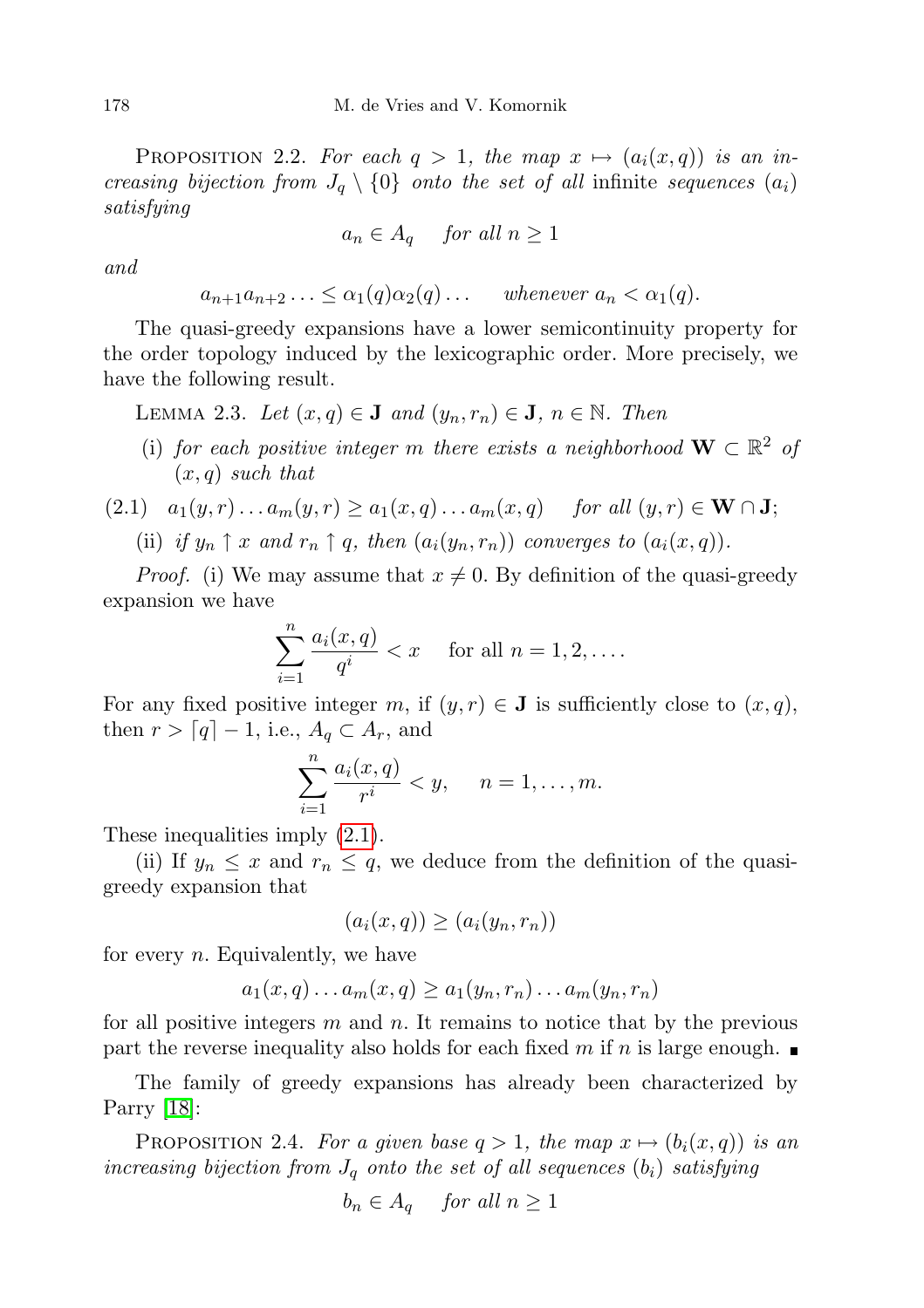Proposition 2.2. *For each $q > 1$, the map $x \mapsto (a_i(x,q))$ is an increasing bijection from $J_q \setminus \{0\}$ onto the set of all* infinite *sequences $(a_i)$ satisfying*

$$a_n \in A_q \quad \text{for all } n \ge 1$$

*and*

$$a_{n+1}a_{n+2}\ldots \le \alpha_1(q)\alpha_2(q)\ldots \quad \text{whenever } a_n < \alpha_1(q).$$

The quasi-greedy expansions have a lower semicontinuity property for the order topology induced by the lexicographic order. More precisely, we have the following result.

Lemma 2.3. *Let $(x,q) \in \mathbf{J}$ and $(y_n, r_n) \in \mathbf{J}$, $n \in \mathbb{N}$. Then*

(i) *for each positive integer $m$ there exists a neighborhood $\mathbf{W} \subset \mathbb{R}^2$ of $(x,q)$ such that*

$$a_1(y,r)\ldots a_m(y,r) \ge a_1(x,q)\ldots a_m(x,q) \quad \text{for all } (y,r) \in \mathbf{W} \cap \mathbf{J}; \tag{2.1}$$

(ii) *if $y_n \uparrow x$ and $r_n \uparrow q$, then $(a_i(y_n,r_n))$ converges to $(a_i(x,q))$.*

*Proof.* (i) We may assume that $x \ne 0$. By definition of the quasi-greedy expansion we have

$$\sum_{i=1}^{n} \frac{a_i(x,q)}{q^i} < x \quad \text{for all } n = 1,2,\ldots.$$

For any fixed positive integer $m$, if $(y,r) \in \mathbf{J}$ is sufficiently close to $(x,q)$, then $r > \lceil q \rceil - 1$, i.e., $A_q \subset A_r$, and

$$\sum_{i=1}^{n} \frac{a_i(x,q)}{r^i} < y, \quad n = 1,\ldots,m.$$

These inequalities imply (2.1).

(ii) If $y_n \le x$ and $r_n \le q$, we deduce from the definition of the quasi-greedy expansion that

$$(a_i(x,q)) \ge (a_i(y_n,r_n))$$

for every $n$. Equivalently, we have

$$a_1(x,q)\ldots a_m(x,q) \ge a_1(y_n,r_n)\ldots a_m(y_n,r_n)$$

for all positive integers $m$ and $n$. It remains to notice that by the previous part the reverse inequality also holds for each fixed $m$ if $n$ is large enough. ■

The family of greedy expansions has already been characterized by Parry [18]:

Proposition 2.4. *For a given base $q > 1$, the map $x \mapsto (b_i(x,q))$ is an increasing bijection from $J_q$ onto the set of all sequences $(b_i)$ satisfying*

$$b_n \in A_q \quad \text{for all } n \ge 1$$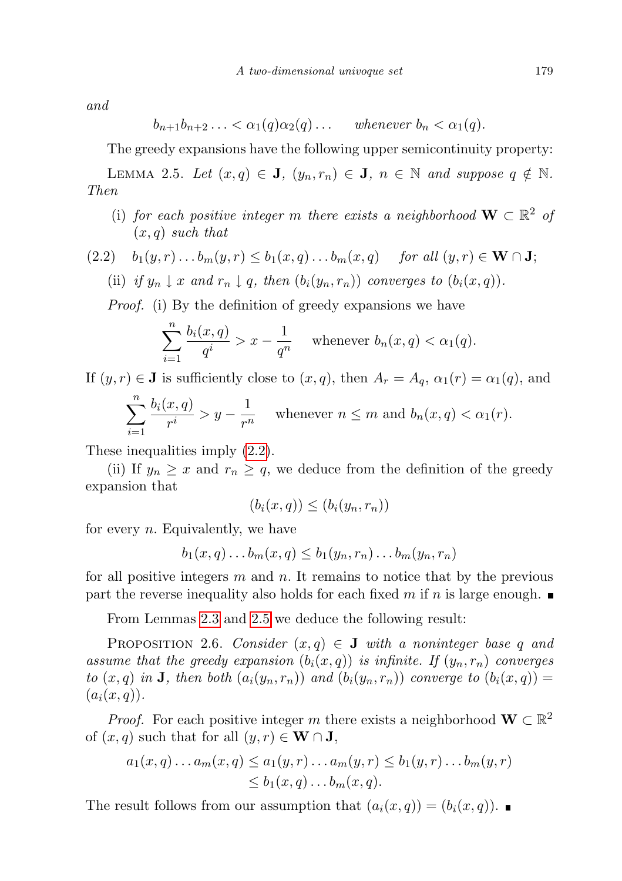and

$$b_{n+1}b_{n+2}\ldots < \alpha_1(q)\alpha_2(q)\ldots \qquad \text{whenever } b_n < \alpha_1(q).$$

The greedy expansions have the following upper semicontinuity property:

LEMMA 2.5. *Let $(x,q) \in \mathbf{J}$, $(y_n, r_n) \in \mathbf{J}$, $n \in \mathbb{N}$ and suppose $q \notin \mathbb{N}$. Then*

(i) *for each positive integer $m$ there exists a neighborhood $\mathbf{W} \subset \mathbb{R}^2$ of $(x,q)$ such that*

$$b_1(y,r)\ldots b_m(y,r) \le b_1(x,q)\ldots b_m(x,q) \qquad \text{for all } (y,r) \in \mathbf{W}\cap\mathbf{J}; \tag{2.2}$$

(ii) *if $y_n \downarrow x$ and $r_n \downarrow q$, then $(b_i(y_n,r_n))$ converges to $(b_i(x,q))$.*

*Proof.* (i) By the definition of greedy expansions we have

$$\sum_{i=1}^{n} \frac{b_i(x,q)}{q^i} > x - \frac{1}{q^n} \qquad \text{whenever } b_n(x,q) < \alpha_1(q).$$

If $(y,r) \in \mathbf{J}$ is sufficiently close to $(x,q)$, then $A_r = A_q$, $\alpha_1(r) = \alpha_1(q)$, and

$$\sum_{i=1}^{n} \frac{b_i(x,q)}{r^i} > y - \frac{1}{r^n} \qquad \text{whenever } n \le m \text{ and } b_n(x,q) < \alpha_1(r).$$

These inequalities imply (2.2).

(ii) If $y_n \ge x$ and $r_n \ge q$, we deduce from the definition of the greedy expansion that

$$(b_i(x,q)) \le (b_i(y_n,r_n))$$

for every $n$. Equivalently, we have

$$b_1(x,q)\ldots b_m(x,q) \le b_1(y_n,r_n)\ldots b_m(y_n,r_n)$$

for all positive integers $m$ and $n$. It remains to notice that by the previous part the reverse inequality also holds for each fixed $m$ if $n$ is large enough. ■

From Lemmas 2.3 and 2.5 we deduce the following result:

PROPOSITION 2.6. *Consider $(x,q) \in \mathbf{J}$ with a noninteger base $q$ and assume that the greedy expansion $(b_i(x,q))$ is infinite. If $(y_n,r_n)$ converges to $(x,q)$ in $\mathbf{J}$, then both $(a_i(y_n,r_n))$ and $(b_i(y_n,r_n))$ converge to $(b_i(x,q)) = (a_i(x,q))$.*

*Proof.* For each positive integer $m$ there exists a neighborhood $\mathbf{W} \subset \mathbb{R}^2$ of $(x,q)$ such that for all $(y,r) \in \mathbf{W}\cap\mathbf{J}$,

$$\begin{aligned} a_1(x,q)\ldots a_m(x,q) &\le a_1(y,r)\ldots a_m(y,r) \le b_1(y,r)\ldots b_m(y,r) \\ &\le b_1(x,q)\ldots b_m(x,q). \end{aligned}$$

The result follows from our assumption that $(a_i(x,q)) = (b_i(x,q))$. ■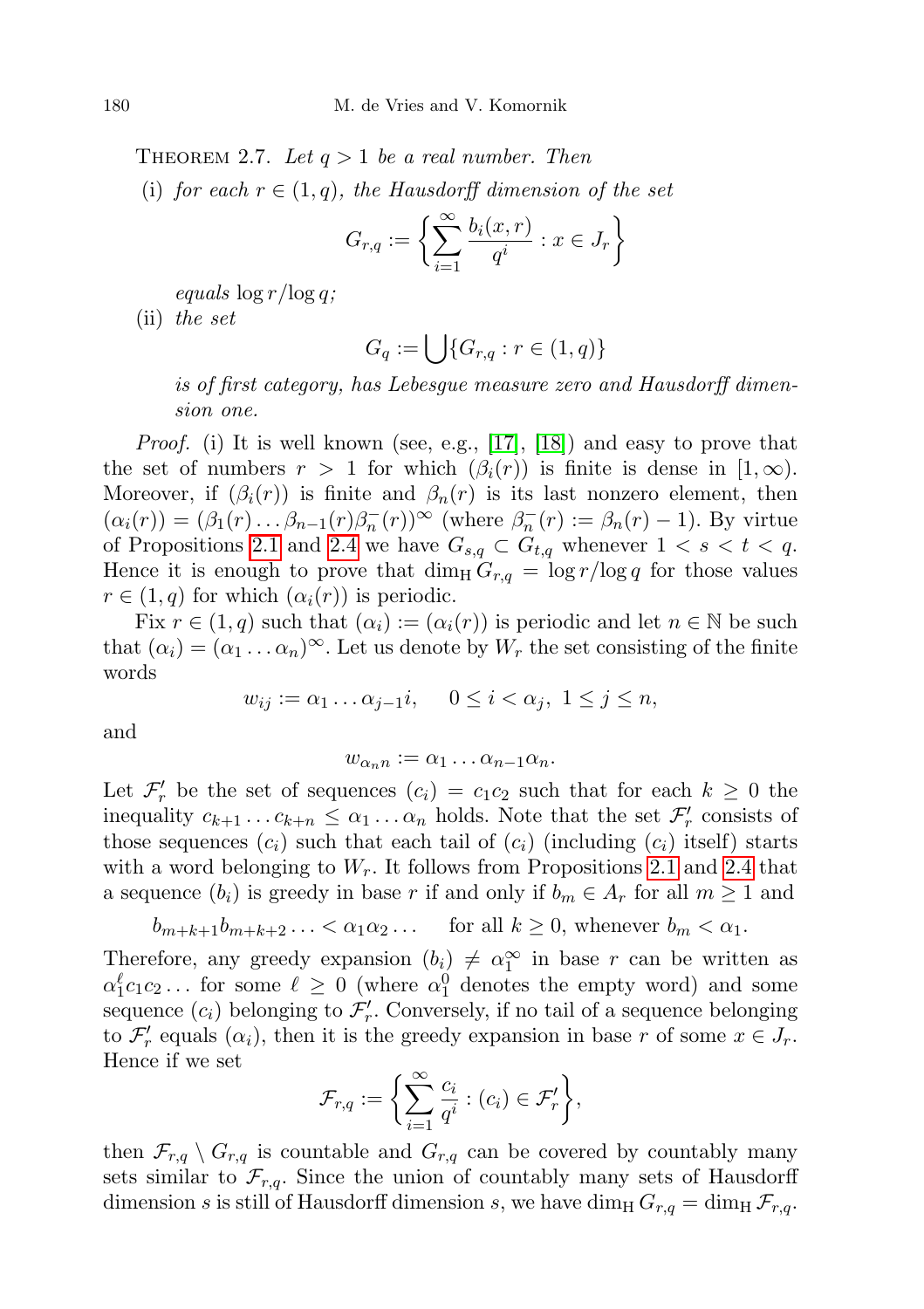THEOREM 2.7. *Let $q > 1$ be a real number. Then*

(i) *for each $r \in (1, q)$, the Hausdorff dimension of the set*

$$G_{r,q} := \left\{ \sum_{i=1}^{\infty} \frac{b_i(x,r)}{q^i} : x \in J_r \right\}$$

*equals $\log r / \log q$;*

(ii) *the set*

$$G_q := \bigcup \{ G_{r,q} : r \in (1,q) \}$$

*is of first category, has Lebesgue measure zero and Hausdorff dimension one.*

*Proof.* (i) It is well known (see, e.g., [17], [18]) and easy to prove that the set of numbers $r > 1$ for which $(\beta_i(r))$ is finite is dense in $[1, \infty)$. Moreover, if $(\beta_i(r))$ is finite and $\beta_n(r)$ is its last nonzero element, then $(\alpha_i(r)) = (\beta_1(r) \ldots \beta_{n-1}(r) \beta_n^-(r))^\infty$ (where $\beta_n^-(r) := \beta_n(r) - 1$). By virtue of Propositions 2.1 and 2.4 we have $G_{s,q} \subset G_{t,q}$ whenever $1 < s < t < q$. Hence it is enough to prove that $\dim_{\mathrm{H}} G_{r,q} = \log r / \log q$ for those values $r \in (1, q)$ for which $(\alpha_i(r))$ is periodic.

Fix $r \in (1,q)$ such that $(\alpha_i) := (\alpha_i(r))$ is periodic and let $n \in \mathbb{N}$ be such that $(\alpha_i) = (\alpha_1 \ldots \alpha_n)^\infty$. Let us denote by $W_r$ the set consisting of the finite words

$$w_{ij} := \alpha_1 \ldots \alpha_{j-1} i, \quad 0 \le i < \alpha_j, \ 1 \le j \le n,$$

and

$$w_{\alpha_n n} := \alpha_1 \ldots \alpha_{n-1} \alpha_n.$$

Let $\mathcal{F}_r'$ be the set of sequences $(c_i) = c_1 c_2$ such that for each $k \ge 0$ the inequality $c_{k+1} \ldots c_{k+n} \le \alpha_1 \ldots \alpha_n$ holds. Note that the set $\mathcal{F}_r'$ consists of those sequences $(c_i)$ such that each tail of $(c_i)$ (including $(c_i)$ itself) starts with a word belonging to $W_r$. It follows from Propositions 2.1 and 2.4 that a sequence $(b_i)$ is greedy in base $r$ if and only if $b_m \in A_r$ for all $m \ge 1$ and

$$b_{m+k+1} b_{m+k+2} \ldots < \alpha_1 \alpha_2 \ldots \quad \text{for all } k \ge 0, \text{ whenever } b_m < \alpha_1.$$

Therefore, any greedy expansion $(b_i) \ne \alpha_1^\infty$ in base $r$ can be written as $\alpha_1^\ell c_1 c_2 \ldots$ for some $\ell \ge 0$ (where $\alpha_1^0$ denotes the empty word) and some sequence $(c_i)$ belonging to $\mathcal{F}_r'$. Conversely, if no tail of a sequence belonging to $\mathcal{F}_r'$ equals $(\alpha_i)$, then it is the greedy expansion in base $r$ of some $x \in J_r$. Hence if we set

$$\mathcal{F}_{r,q} := \left\{ \sum_{i=1}^{\infty} \frac{c_i}{q^i} : (c_i) \in \mathcal{F}_r' \right\},$$

then $\mathcal{F}_{r,q} \setminus G_{r,q}$ is countable and $G_{r,q}$ can be covered by countably many sets similar to $\mathcal{F}_{r,q}$. Since the union of countably many sets of Hausdorff dimension $s$ is still of Hausdorff dimension $s$, we have $\dim_{\mathrm{H}} G_{r,q} = \dim_{\mathrm{H}} \mathcal{F}_{r,q}$.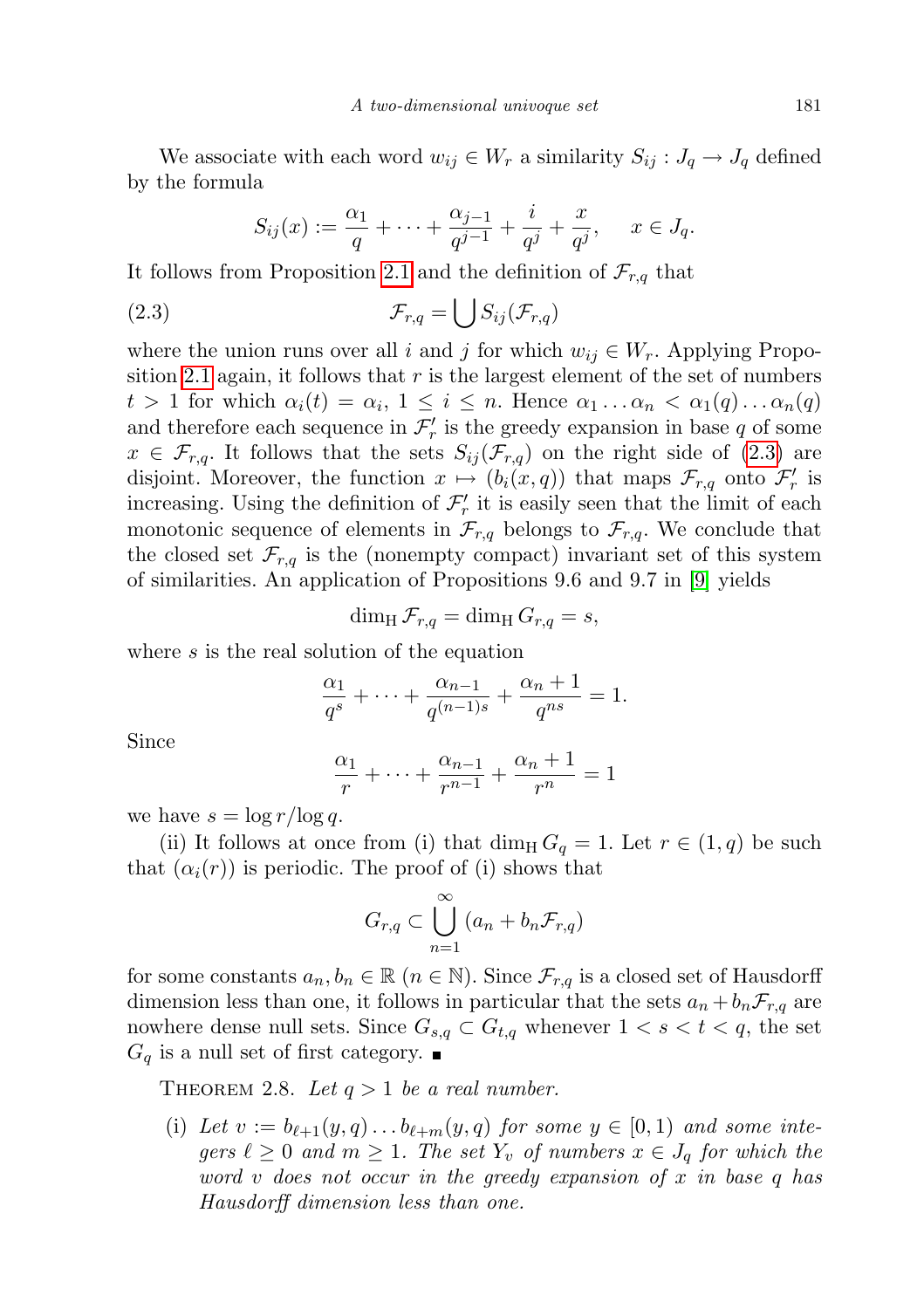We associate with each word $w_{ij} \in W_r$ a similarity $S_{ij} : J_q \to J_q$ defined by the formula

$$S_{ij}(x) := \frac{\alpha_1}{q} + \cdots + \frac{\alpha_{j-1}}{q^{j-1}} + \frac{i}{q^j} + \frac{x}{q^j}, \quad x \in J_q.$$

It follows from Proposition 2.1 and the definition of $\mathcal{F}_{r,q}$ that

$$\mathcal{F}_{r,q} = \bigcup S_{ij}(\mathcal{F}_{r,q}) \tag{2.3}$$

where the union runs over all $i$ and $j$ for which $w_{ij} \in W_r$. Applying Proposition 2.1 again, it follows that $r$ is the largest element of the set of numbers $t > 1$ for which $\alpha_i(t) = \alpha_i$, $1 \le i \le n$. Hence $\alpha_1 \ldots \alpha_n < \alpha_1(q) \ldots \alpha_n(q)$ and therefore each sequence in $\mathcal{F}'_r$ is the greedy expansion in base $q$ of some $x \in \mathcal{F}_{r,q}$. It follows that the sets $S_{ij}(\mathcal{F}_{r,q})$ on the right side of (2.3) are disjoint. Moreover, the function $x \mapsto (b_i(x,q))$ that maps $\mathcal{F}_{r,q}$ onto $\mathcal{F}'_r$ is increasing. Using the definition of $\mathcal{F}'_r$ it is easily seen that the limit of each monotonic sequence of elements in $\mathcal{F}_{r,q}$ belongs to $\mathcal{F}_{r,q}$. We conclude that the closed set $\mathcal{F}_{r,q}$ is the (nonempty compact) invariant set of this system of similarities. An application of Propositions 9.6 and 9.7 in [9] yields

$$\dim_{\mathrm{H}} \mathcal{F}_{r,q} = \dim_{\mathrm{H}} G_{r,q} = s,$$

where $s$ is the real solution of the equation

$$\frac{\alpha_1}{q^s} + \cdots + \frac{\alpha_{n-1}}{q^{(n-1)s}} + \frac{\alpha_n + 1}{q^{ns}} = 1.$$

Since

$$\frac{\alpha_1}{r} + \cdots + \frac{\alpha_{n-1}}{r^{n-1}} + \frac{\alpha_n + 1}{r^n} = 1$$

we have $s = \log r / \log q$.

(ii) It follows at once from (i) that $\dim_{\mathrm{H}} G_q = 1$. Let $r \in (1,q)$ be such that $(\alpha_i(r))$ is periodic. The proof of (i) shows that

$$G_{r,q} \subset \bigcup_{n=1}^{\infty} (a_n + b_n \mathcal{F}_{r,q})$$

for some constants $a_n, b_n \in \mathbb{R}$ $(n \in \mathbb{N})$. Since $\mathcal{F}_{r,q}$ is a closed set of Hausdorff dimension less than one, it follows in particular that the sets $a_n + b_n \mathcal{F}_{r,q}$ are nowhere dense null sets. Since $G_{s,q} \subset G_{t,q}$ whenever $1 < s < t < q$, the set $G_q$ is a null set of first category. ∎

Theorem 2.8. *Let $q > 1$ be a real number.*

(i) *Let $v := b_{\ell+1}(y,q) \ldots b_{\ell+m}(y,q)$ for some $y \in [0,1)$ and some integers $\ell \ge 0$ and $m \ge 1$. The set $Y_v$ of numbers $x \in J_q$ for which the word $v$ does not occur in the greedy expansion of $x$ in base $q$ has Hausdorff dimension less than one.*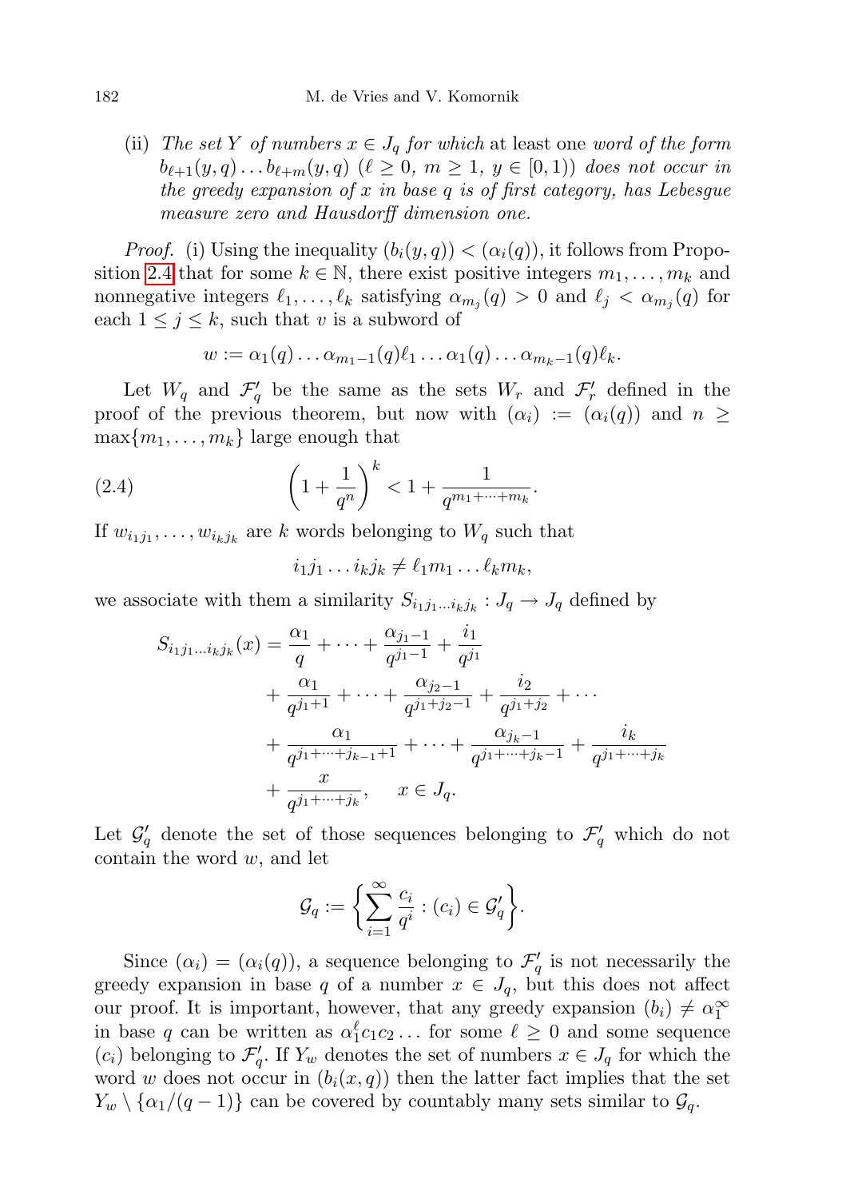(ii) *The set $Y$ of numbers $x \in J_q$ for which* at least one *word of the form* $b_{\ell+1}(y,q)\dots b_{\ell+m}(y,q)$ $(\ell \geq 0,\ m \geq 1,\ y \in [0,1))$ *does not occur in the greedy expansion of $x$ in base $q$ is of first category, has Lebesgue measure zero and Hausdorff dimension one.*

*Proof.* (i) Using the inequality $(b_i(y,q)) < (\alpha_i(q))$, it follows from Proposition 2.4 that for some $k \in \mathbb{N}$, there exist positive integers $m_1,\dots,m_k$ and nonnegative integers $\ell_1,\dots,\ell_k$ satisfying $\alpha_{m_j}(q) > 0$ and $\ell_j < \alpha_{m_j}(q)$ for each $1 \leq j \leq k$, such that $v$ is a subword of

$$w := \alpha_1(q)\dots\alpha_{m_1-1}(q)\ell_1\dots\alpha_1(q)\dots\alpha_{m_k-1}(q)\ell_k.$$

Let $W_q$ and $\mathcal{F}'_q$ be the same as the sets $W_r$ and $\mathcal{F}'_r$ defined in the proof of the previous theorem, but now with $(\alpha_i) := (\alpha_i(q))$ and $n \geq \max\{m_1,\dots,m_k\}$ large enough that

$$\left(1+\frac{1}{q^n}\right)^k < 1+\frac{1}{q^{m_1+\dots+m_k}}. \tag{2.4}$$

If $w_{i_1j_1},\dots,w_{i_kj_k}$ are $k$ words belonging to $W_q$ such that

$$i_1j_1\dots i_kj_k \neq \ell_1m_1\dots\ell_km_k,$$

we associate with them a similarity $S_{i_1j_1\dots i_kj_k} : J_q \to J_q$ defined by

$$\begin{aligned}
S_{i_1j_1\dots i_kj_k}(x) &= \frac{\alpha_1}{q}+\dots+\frac{\alpha_{j_1-1}}{q^{j_1-1}}+\frac{i_1}{q^{j_1}}\\
&\quad+\frac{\alpha_1}{q^{j_1+1}}+\dots+\frac{\alpha_{j_2-1}}{q^{j_1+j_2-1}}+\frac{i_2}{q^{j_1+j_2}}+\cdots\\
&\quad+\frac{\alpha_1}{q^{j_1+\dots+j_{k-1}+1}}+\dots+\frac{\alpha_{j_k-1}}{q^{j_1+\dots+j_k-1}}+\frac{i_k}{q^{j_1+\dots+j_k}}\\
&\quad+\frac{x}{q^{j_1+\dots+j_k}},\qquad x \in J_q.
\end{aligned}$$

Let $\mathcal{G}'_q$ denote the set of those sequences belonging to $\mathcal{F}'_q$ which do not contain the word $w$, and let

$$\mathcal{G}_q := \left\{\sum_{i=1}^{\infty}\frac{c_i}{q^i} : (c_i) \in \mathcal{G}'_q\right\}.$$

Since $(\alpha_i) = (\alpha_i(q))$, a sequence belonging to $\mathcal{F}'_q$ is not necessarily the greedy expansion in base $q$ of a number $x \in J_q$, but this does not affect our proof. It is important, however, that any greedy expansion $(b_i) \neq \alpha_1^\infty$ in base $q$ can be written as $\alpha_1^\ell c_1c_2\dots$ for some $\ell \geq 0$ and some sequence $(c_i)$ belonging to $\mathcal{F}'_q$. If $Y_w$ denotes the set of numbers $x \in J_q$ for which the word $w$ does not occur in $(b_i(x,q))$ then the latter fact implies that the set $Y_w \setminus \{\alpha_1/(q-1)\}$ can be covered by countably many sets similar to $\mathcal{G}_q$.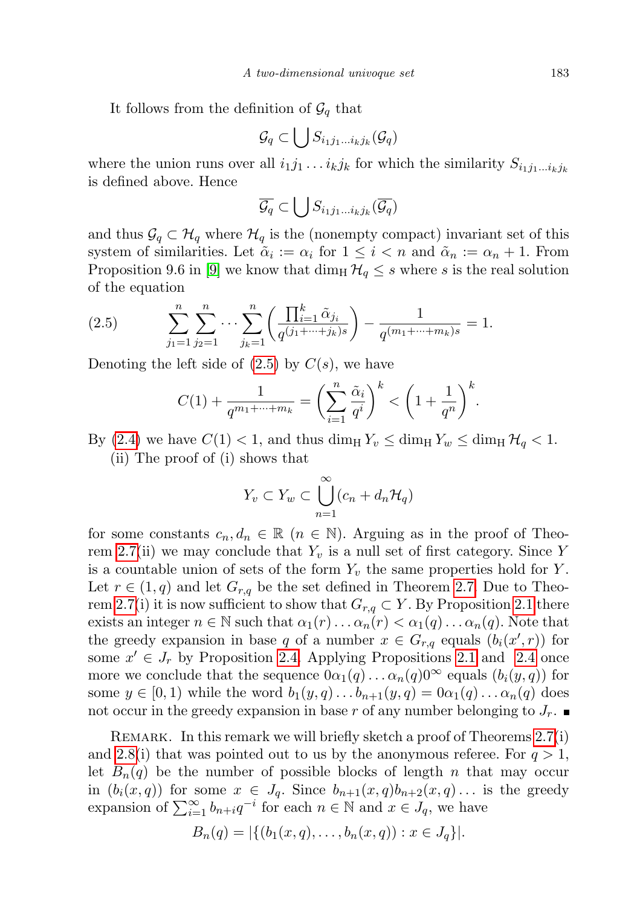It follows from the definition of $\mathcal{G}_q$ that

$$\mathcal{G}_q \subset \bigcup S_{i_1 j_1 \ldots i_k j_k}(\mathcal{G}_q)$$

where the union runs over all $i_1 j_1 \ldots i_k j_k$ for which the similarity $S_{i_1 j_1 \ldots i_k j_k}$ is defined above. Hence

$$\overline{\mathcal{G}_q} \subset \bigcup S_{i_1 j_1 \ldots i_k j_k}(\overline{\mathcal{G}_q})$$

and thus $\mathcal{G}_q \subset \mathcal{H}_q$ where $\mathcal{H}_q$ is the (nonempty compact) invariant set of this system of similarities. Let $\tilde{\alpha}_i := \alpha_i$ for $1 \le i < n$ and $\tilde{\alpha}_n := \alpha_n + 1$. From Proposition 9.6 in [9] we know that $\dim_{\mathrm{H}} \mathcal{H}_q \le s$ where $s$ is the real solution of the equation

$$\sum_{j_1=1}^{n} \sum_{j_2=1}^{n} \cdots \sum_{j_k=1}^{n} \left( \frac{\prod_{i=1}^{k} \tilde{\alpha}_{j_i}}{q^{(j_1+\cdots+j_k)s}} \right) - \frac{1}{q^{(m_1+\cdots+m_k)s}} = 1. \tag{2.5}$$

Denoting the left side of (2.5) by $C(s)$, we have

$$C(1) + \frac{1}{q^{m_1+\cdots+m_k}} = \left( \sum_{i=1}^{n} \frac{\tilde{\alpha}_i}{q^i} \right)^k < \left( 1 + \frac{1}{q^n} \right)^k.$$

By (2.4) we have $C(1) < 1$, and thus $\dim_{\mathrm{H}} Y_v \le \dim_{\mathrm{H}} Y_w \le \dim_{\mathrm{H}} \mathcal{H}_q < 1$.

(ii) The proof of (i) shows that

$$Y_v \subset Y_w \subset \bigcup_{n=1}^{\infty} (c_n + d_n \mathcal{H}_q)$$

for some constants $c_n, d_n \in \mathbb{R}$ ($n \in \mathbb{N}$). Arguing as in the proof of Theorem 2.7(ii) we may conclude that $Y_v$ is a null set of first category. Since $Y$ is a countable union of sets of the form $Y_v$ the same properties hold for $Y$. Let $r \in (1, q)$ and let $G_{r,q}$ be the set defined in Theorem 2.7. Due to Theorem 2.7(i) it is now sufficient to show that $G_{r,q} \subset Y$. By Proposition 2.1 there exists an integer $n \in \mathbb{N}$ such that $\alpha_1(r) \ldots \alpha_n(r) < \alpha_1(q) \ldots \alpha_n(q)$. Note that the greedy expansion in base $q$ of a number $x \in G_{r,q}$ equals $(b_i(x', r))$ for some $x' \in J_r$ by Proposition 2.4. Applying Propositions 2.1 and 2.4 once more we conclude that the sequence $0\alpha_1(q) \ldots \alpha_n(q)0^\infty$ equals $(b_i(y, q))$ for some $y \in [0, 1)$ while the word $b_1(y, q) \ldots b_{n+1}(y, q) = 0\alpha_1(q) \ldots \alpha_n(q)$ does not occur in the greedy expansion in base $r$ of any number belonging to $J_r$. ∎

Remark. In this remark we will briefly sketch a proof of Theorems 2.7(i) and 2.8(i) that was pointed out to us by the anonymous referee. For $q > 1$, let $B_n(q)$ be the number of possible blocks of length $n$ that may occur in $(b_i(x, q))$ for some $x \in J_q$. Since $b_{n+1}(x, q) b_{n+2}(x, q) \ldots$ is the greedy expansion of $\sum_{i=1}^{\infty} b_{n+i} q^{-i}$ for each $n \in \mathbb{N}$ and $x \in J_q$, we have

$$B_n(q) = |\{(b_1(x, q), \ldots, b_n(x, q)) : x \in J_q\}|.$$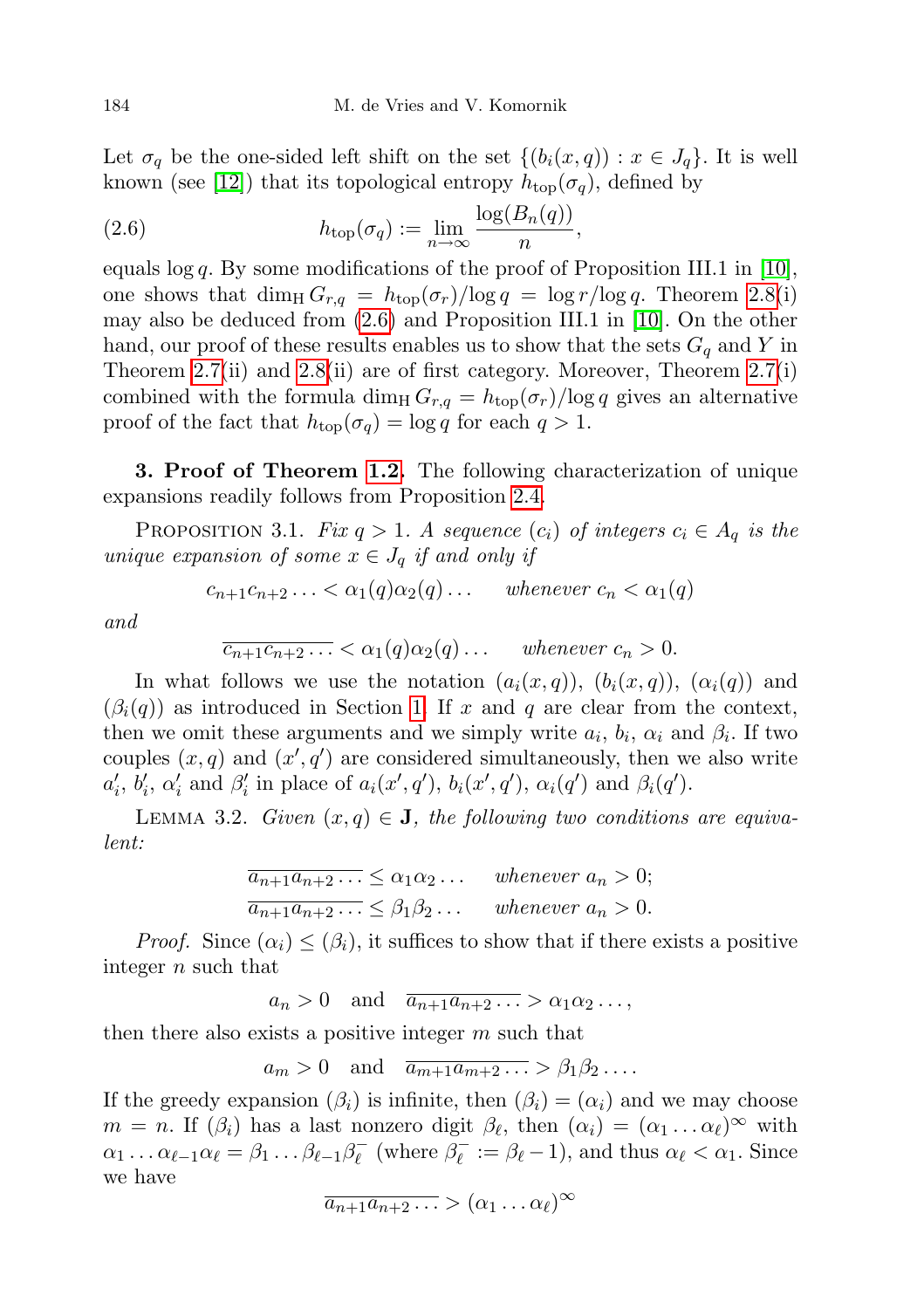Let $\sigma_q$ be the one-sided left shift on the set $\{(b_i(x,q)) : x \in J_q\}$. It is well known (see [12]) that its topological entropy $h_{\text{top}}(\sigma_q)$, defined by

$$h_{\text{top}}(\sigma_q) := \lim_{n\to\infty} \frac{\log(B_n(q))}{n}, \tag{2.6}$$

equals $\log q$. By some modifications of the proof of Proposition III.1 in [10], one shows that $\dim_{\mathrm{H}} G_{r,q} = h_{\text{top}}(\sigma_r)/\log q = \log r/\log q$. Theorem 2.8(i) may also be deduced from (2.6) and Proposition III.1 in [10]. On the other hand, our proof of these results enables us to show that the sets $G_q$ and $Y$ in Theorem 2.7(ii) and 2.8(ii) are of first category. Moreover, Theorem 2.7(i) combined with the formula $\dim_{\mathrm{H}} G_{r,q} = h_{\text{top}}(\sigma_r)/\log q$ gives an alternative proof of the fact that $h_{\text{top}}(\sigma_q) = \log q$ for each $q > 1$.

**3. Proof of Theorem 1.2.** The following characterization of unique expansions readily follows from Proposition 2.4.

Proposition 3.1. *Fix $q > 1$. A sequence $(c_i)$ of integers $c_i \in A_q$ is the unique expansion of some $x \in J_q$ if and only if*

$$c_{n+1}c_{n+2}\ldots < \alpha_1(q)\alpha_2(q)\ldots \quad \text{whenever } c_n < \alpha_1(q)$$

*and*

$$\overline{c_{n+1}c_{n+2}\ldots} < \alpha_1(q)\alpha_2(q)\ldots \quad \text{whenever } c_n > 0.$$

In what follows we use the notation $(a_i(x,q))$, $(b_i(x,q))$, $(\alpha_i(q))$ and $(\beta_i(q))$ as introduced in Section 1. If $x$ and $q$ are clear from the context, then we omit these arguments and we simply write $a_i$, $b_i$, $\alpha_i$ and $\beta_i$. If two couples $(x,q)$ and $(x',q')$ are considered simultaneously, then we also write $a_i'$, $b_i'$, $\alpha_i'$ and $\beta_i'$ in place of $a_i(x',q')$, $b_i(x',q')$, $\alpha_i(q')$ and $\beta_i(q')$.

Lemma 3.2. *Given $(x,q) \in \mathbf{J}$, the following two conditions are equivalent:*

$$\overline{a_{n+1}a_{n+2}\ldots} \le \alpha_1\alpha_2\ldots \quad \text{whenever } a_n > 0;$$
$$\overline{a_{n+1}a_{n+2}\ldots} \le \beta_1\beta_2\ldots \quad \text{whenever } a_n > 0.$$

*Proof.* Since $(\alpha_i) \le (\beta_i)$, it suffices to show that if there exists a positive integer $n$ such that

$$a_n > 0 \quad \text{and} \quad \overline{a_{n+1}a_{n+2}\ldots} > \alpha_1\alpha_2\ldots,$$

then there also exists a positive integer $m$ such that

$$a_m > 0 \quad \text{and} \quad \overline{a_{m+1}a_{m+2}\ldots} > \beta_1\beta_2\ldots.$$

If the greedy expansion $(\beta_i)$ is infinite, then $(\beta_i) = (\alpha_i)$ and we may choose $m = n$. If $(\beta_i)$ has a last nonzero digit $\beta_\ell$, then $(\alpha_i) = (\alpha_1\ldots\alpha_\ell)^\infty$ with $\alpha_1\ldots\alpha_{\ell-1}\alpha_\ell = \beta_1\ldots\beta_{\ell-1}\beta_\ell^-$ (where $\beta_\ell^- := \beta_\ell - 1$), and thus $\alpha_\ell < \alpha_1$. Since we have

$$\overline{a_{n+1}a_{n+2}\ldots} > (\alpha_1\ldots\alpha_\ell)^\infty$$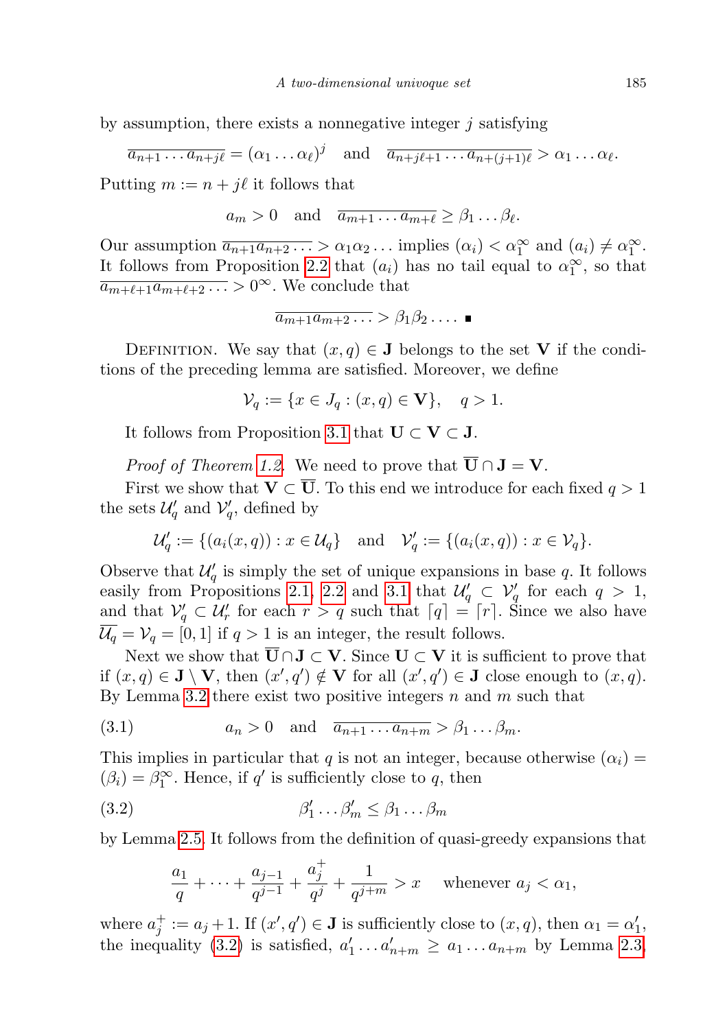by assumption, there exists a nonnegative integer $j$ satisfying

$$\overline{a_{n+1}\dots a_{n+j\ell}} = (\alpha_1\dots\alpha_\ell)^j \quad \text{and} \quad \overline{a_{n+j\ell+1}\dots a_{n+(j+1)\ell}} > \alpha_1\dots\alpha_\ell.$$

Putting $m := n + j\ell$ it follows that

$$a_m > 0 \quad \text{and} \quad \overline{a_{m+1}\dots a_{m+\ell}} \geq \beta_1\dots\beta_\ell.$$

Our assumption $\overline{a_{n+1}a_{n+2}\dots} > \alpha_1\alpha_2\dots$ implies $(\alpha_i) < \alpha_1^\infty$ and $(a_i) \neq \alpha_1^\infty$. It follows from Proposition 2.2 that $(a_i)$ has no tail equal to $\alpha_1^\infty$, so that $\overline{a_{m+\ell+1}a_{m+\ell+2}\dots} > 0^\infty$. We conclude that

$$\overline{a_{m+1}a_{m+2}\dots} > \beta_1\beta_2\dots. \ ∎$$

Definition. We say that $(x,q) \in \mathbf{J}$ belongs to the set $\mathbf{V}$ if the conditions of the preceding lemma are satisfied. Moreover, we define

$$\mathcal{V}_q := \{x \in J_q : (x,q) \in \mathbf{V}\}, \quad q > 1.$$

It follows from Proposition 3.1 that $\mathbf{U} \subset \mathbf{V} \subset \mathbf{J}$.

*Proof of Theorem 1.2.* We need to prove that $\overline{\mathbf{U}} \cap \mathbf{J} = \mathbf{V}$.

First we show that $\mathbf{V} \subset \overline{\mathbf{U}}$. To this end we introduce for each fixed $q > 1$ the sets $\mathcal{U}_q'$ and $\mathcal{V}_q'$, defined by

$$\mathcal{U}_q' := \{(a_i(x,q)) : x \in \mathcal{U}_q\} \quad \text{and} \quad \mathcal{V}_q' := \{(a_i(x,q)) : x \in \mathcal{V}_q\}.$$

Observe that $\mathcal{U}_q'$ is simply the set of unique expansions in base $q$. It follows easily from Propositions 2.1, 2.2 and 3.1 that $\mathcal{U}_q' \subset \mathcal{V}_q'$ for each $q > 1$, and that $\mathcal{V}_q' \subset \mathcal{U}_r'$ for each $r > q$ such that $\lceil q \rceil = \lceil r \rceil$. Since we also have $\overline{\mathcal{U}_q} = \mathcal{V}_q = [0,1]$ if $q > 1$ is an integer, the result follows.

Next we show that $\overline{\mathbf{U}} \cap \mathbf{J} \subset \mathbf{V}$. Since $\mathbf{U} \subset \mathbf{V}$ it is sufficient to prove that if $(x,q) \in \mathbf{J} \setminus \mathbf{V}$, then $(x',q') \notin \mathbf{V}$ for all $(x',q') \in \mathbf{J}$ close enough to $(x,q)$. By Lemma 3.2 there exist two positive integers $n$ and $m$ such that

$$a_n > 0 \quad \text{and} \quad \overline{a_{n+1}\dots a_{n+m}} > \beta_1\dots\beta_m. \tag{3.1}$$

This implies in particular that $q$ is not an integer, because otherwise $(\alpha_i) = (\beta_i) = \beta_1^\infty$. Hence, if $q'$ is sufficiently close to $q$, then

$$\beta_1'\dots\beta_m' \leq \beta_1\dots\beta_m \tag{3.2}$$

by Lemma 2.5. It follows from the definition of quasi-greedy expansions that

$$\frac{a_1}{q} + \dots + \frac{a_{j-1}}{q^{j-1}} + \frac{a_j^+}{q^j} + \frac{1}{q^{j+m}} > x \quad \text{whenever } a_j < \alpha_1,$$

where $a_j^+ := a_j + 1$. If $(x',q') \in \mathbf{J}$ is sufficiently close to $(x,q)$, then $\alpha_1 = \alpha_1'$, the inequality (3.2) is satisfied, $a_1'\dots a_{n+m}' \geq a_1\dots a_{n+m}$ by Lemma 2.3,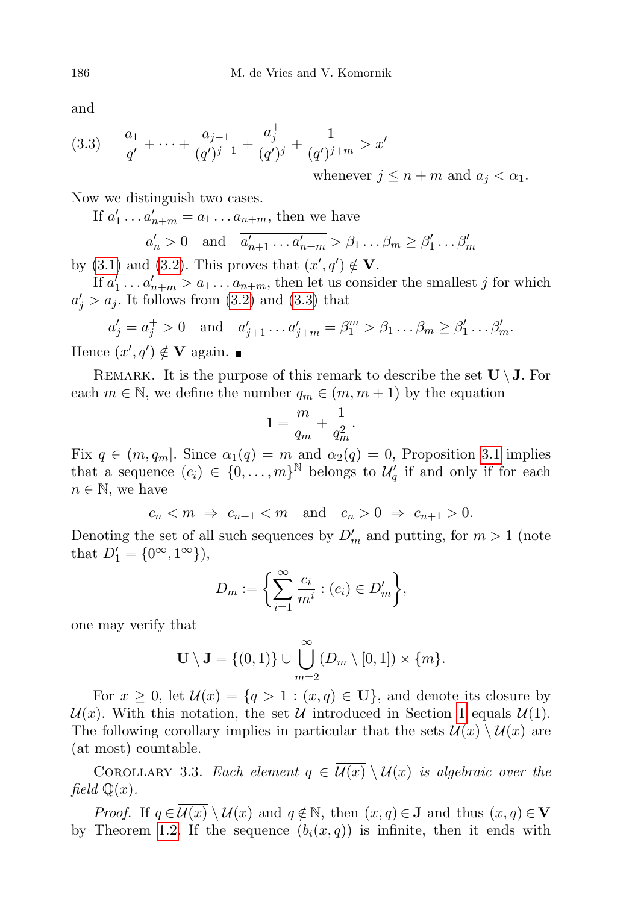and

$$
\text{(3.3)} \qquad \frac{a_1}{q'} + \cdots + \frac{a_{j-1}}{(q')^{j-1}} + \frac{a_j^+}{(q')^j} + \frac{1}{(q')^{j+m}} > x' \qquad \text{whenever } j \le n+m \text{ and } a_j < \alpha_1.
$$

Now we distinguish two cases.

If $a'_1 \dots a'_{n+m} = a_1 \dots a_{n+m}$, then we have

$$
a'_n > 0 \quad \text{and} \quad \overline{a'_{n+1} \dots a'_{n+m}} > \beta_1 \dots \beta_m \ge \beta'_1 \dots \beta'_m
$$

by (3.1) and (3.2). This proves that $(x', q') \notin \mathbf{V}$.

If $a'_1 \dots a'_{n+m} > a_1 \dots a_{n+m}$, then let us consider the smallest $j$ for which $a'_j > a_j$. It follows from (3.2) and (3.3) that

$$
a'_j = a_j^+ > 0 \quad \text{and} \quad \overline{a'_{j+1} \dots a'_{j+m}} = \beta_1^m > \beta_1 \dots \beta_m \ge \beta'_1 \dots \beta'_m.
$$

Hence $(x', q') \notin \mathbf{V}$ again. ∎

Remark. It is the purpose of this remark to describe the set $\overline{\mathbf{U}} \setminus \mathbf{J}$. For each $m \in \mathbb{N}$, we define the number $q_m \in (m, m+1)$ by the equation

$$
1 = \frac{m}{q_m} + \frac{1}{q_m^2}.
$$

Fix $q \in (m, q_m]$. Since $\alpha_1(q) = m$ and $\alpha_2(q) = 0$, Proposition 3.1 implies that a sequence $(c_i) \in \{0, \dots, m\}^{\mathbb{N}}$ belongs to $\mathcal{U}'_q$ if and only if for each $n \in \mathbb{N}$, we have

$$
c_n < m \ \Rightarrow \ c_{n+1} < m \quad \text{and} \quad c_n > 0 \ \Rightarrow \ c_{n+1} > 0.
$$

Denoting the set of all such sequences by $D'_m$ and putting, for $m > 1$ (note that $D'_1 = \{0^\infty, 1^\infty\}$),

$$
D_m := \left\{ \sum_{i=1}^{\infty} \frac{c_i}{m^i} : (c_i) \in D'_m \right\},
$$

one may verify that

$$
\overline{\mathbf{U}} \setminus \mathbf{J} = \{(0,1)\} \cup \bigcup_{m=2}^{\infty} (D_m \setminus [0,1]) \times \{m\}.
$$

For $x \ge 0$, let $\mathcal{U}(x) = \{q > 1 : (x, q) \in \mathbf{U}\}$, and denote its closure by $\overline{\mathcal{U}(x)}$. With this notation, the set $\mathcal{U}$ introduced in Section 1 equals $\mathcal{U}(1)$. The following corollary implies in particular that the sets $\overline{\mathcal{U}(x)} \setminus \mathcal{U}(x)$ are (at most) countable.

Corollary 3.3. *Each element $q \in \overline{\mathcal{U}(x)} \setminus \mathcal{U}(x)$ is algebraic over the field $\mathbb{Q}(x)$.*

*Proof.* If $q \in \overline{\mathcal{U}(x)} \setminus \mathcal{U}(x)$ and $q \notin \mathbb{N}$, then $(x, q) \in \mathbf{J}$ and thus $(x, q) \in \mathbf{V}$ by Theorem 1.2. If the sequence $(b_i(x, q))$ is infinite, then it ends with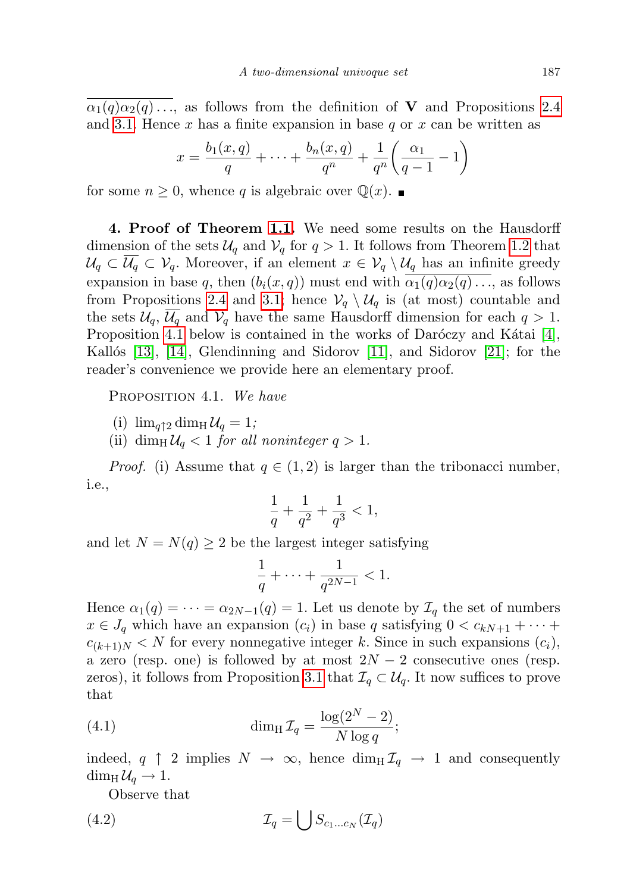$\overline{\alpha_1(q)\alpha_2(q)\ldots}$, as follows from the definition of $\mathbf{V}$ and Propositions 2.4 and 3.1. Hence $x$ has a finite expansion in base $q$ or $x$ can be written as

$$x = \frac{b_1(x,q)}{q} + \cdots + \frac{b_n(x,q)}{q^n} + \frac{1}{q^n}\left(\frac{\alpha_1}{q-1} - 1\right)$$

for some $n \geq 0$, whence $q$ is algebraic over $\mathbb{Q}(x)$. ∎

**4. Proof of Theorem 1.1.** We need some results on the Hausdorff dimension of the sets $\mathcal{U}_q$ and $\mathcal{V}_q$ for $q > 1$. It follows from Theorem 1.2 that $\mathcal{U}_q \subset \overline{\mathcal{U}_q} \subset \mathcal{V}_q$. Moreover, if an element $x \in \mathcal{V}_q \setminus \mathcal{U}_q$ has an infinite greedy expansion in base $q$, then $(b_i(x,q))$ must end with $\overline{\alpha_1(q)\alpha_2(q)\ldots}$, as follows from Propositions 2.4 and 3.1; hence $\mathcal{V}_q \setminus \mathcal{U}_q$ is (at most) countable and the sets $\mathcal{U}_q$, $\overline{\mathcal{U}_q}$ and $\mathcal{V}_q$ have the same Hausdorff dimension for each $q > 1$. Proposition 4.1 below is contained in the works of Daróczy and Kátai [4], Kallós [13], [14], Glendinning and Sidorov [11], and Sidorov [21]; for the reader's convenience we provide here an elementary proof.

Proposition 4.1. *We have*

(i) $\lim_{q \uparrow 2} \dim_{\mathrm{H}} \mathcal{U}_q = 1$;
(ii) $\dim_{\mathrm{H}} \mathcal{U}_q < 1$ *for all noninteger* $q > 1$.

*Proof.* (i) Assume that $q \in (1,2)$ is larger than the tribonacci number, i.e.,

$$\frac{1}{q} + \frac{1}{q^2} + \frac{1}{q^3} < 1,$$

and let $N = N(q) \geq 2$ be the largest integer satisfying

$$\frac{1}{q} + \cdots + \frac{1}{q^{2N-1}} < 1.$$

Hence $\alpha_1(q) = \cdots = \alpha_{2N-1}(q) = 1$. Let us denote by $\mathcal{I}_q$ the set of numbers $x \in J_q$ which have an expansion $(c_i)$ in base $q$ satisfying $0 < c_{kN+1} + \cdots + c_{(k+1)N} < N$ for every nonnegative integer $k$. Since in such expansions $(c_i)$, a zero (resp. one) is followed by at most $2N-2$ consecutive ones (resp. zeros), it follows from Proposition 3.1 that $\mathcal{I}_q \subset \mathcal{U}_q$. It now suffices to prove that

$$\dim_{\mathrm{H}} \mathcal{I}_q = \frac{\log(2^N - 2)}{N \log q}; \tag{4.1}$$

indeed, $q \uparrow 2$ implies $N \to \infty$, hence $\dim_{\mathrm{H}} \mathcal{I}_q \to 1$ and consequently $\dim_{\mathrm{H}} \mathcal{U}_q \to 1$.

Observe that

$$\mathcal{I}_q = \bigcup S_{c_1 \ldots c_N}(\mathcal{I}_q) \tag{4.2}$$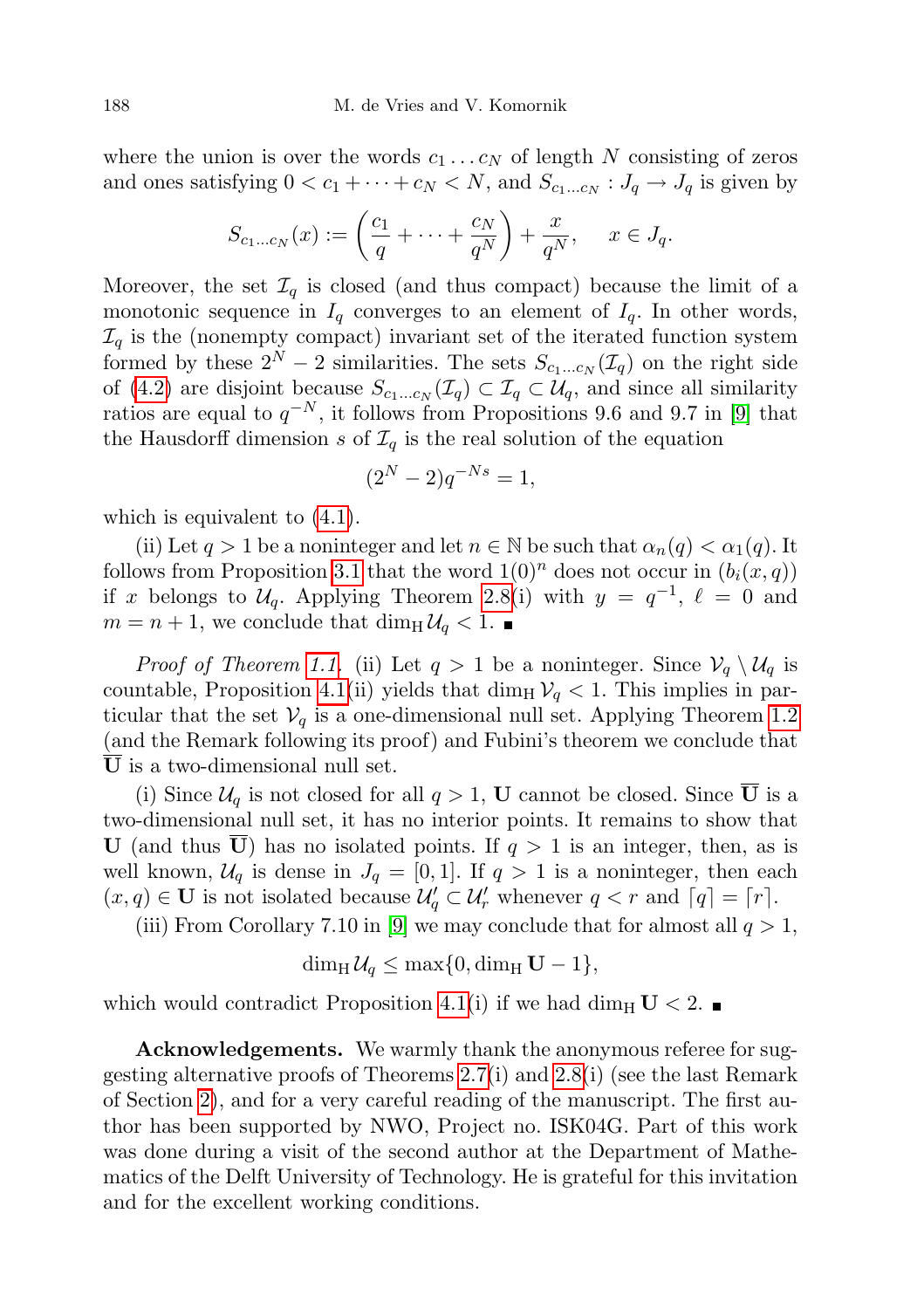where the union is over the words $c_1 \dots c_N$ of length $N$ consisting of zeros and ones satisfying $0 < c_1 + \cdots + c_N < N$, and $S_{c_1 \dots c_N} : J_q \to J_q$ is given by

$$S_{c_1 \dots c_N}(x) := \left( \frac{c_1}{q} + \cdots + \frac{c_N}{q^N} \right) + \frac{x}{q^N}, \quad x \in J_q.$$

Moreover, the set $\mathcal{I}_q$ is closed (and thus compact) because the limit of a monotonic sequence in $I_q$ converges to an element of $I_q$. In other words, $\mathcal{I}_q$ is the (nonempty compact) invariant set of the iterated function system formed by these $2^N - 2$ similarities. The sets $S_{c_1 \dots c_N}(\mathcal{I}_q)$ on the right side of (4.2) are disjoint because $S_{c_1 \dots c_N}(\mathcal{I}_q) \subset \mathcal{I}_q \subset \mathcal{U}_q$, and since all similarity ratios are equal to $q^{-N}$, it follows from Propositions 9.6 and 9.7 in [9] that the Hausdorff dimension $s$ of $\mathcal{I}_q$ is the real solution of the equation

$$(2^N - 2) q^{-Ns} = 1,$$

which is equivalent to (4.1).

(ii) Let $q > 1$ be a noninteger and let $n \in \mathbb{N}$ be such that $\alpha_n(q) < \alpha_1(q)$. It follows from Proposition 3.1 that the word $1(0)^n$ does not occur in $(b_i(x,q))$ if $x$ belongs to $\mathcal{U}_q$. Applying Theorem 2.8(i) with $y = q^{-1}$, $\ell = 0$ and $m = n + 1$, we conclude that $\dim_{\mathrm{H}} \mathcal{U}_q < 1$. ∎

*Proof of Theorem 1.1.* (ii) Let $q > 1$ be a noninteger. Since $\mathcal{V}_q \setminus \mathcal{U}_q$ is countable, Proposition 4.1(ii) yields that $\dim_{\mathrm{H}} \mathcal{V}_q < 1$. This implies in particular that the set $\mathcal{V}_q$ is a one-dimensional null set. Applying Theorem 1.2 (and the Remark following its proof) and Fubini's theorem we conclude that $\overline{\mathbf{U}}$ is a two-dimensional null set.

(i) Since $\mathcal{U}_q$ is not closed for all $q > 1$, $\mathbf{U}$ cannot be closed. Since $\overline{\mathbf{U}}$ is a two-dimensional null set, it has no interior points. It remains to show that $\mathbf{U}$ (and thus $\overline{\mathbf{U}}$) has no isolated points. If $q > 1$ is an integer, then, as is well known, $\mathcal{U}_q$ is dense in $J_q = [0,1]$. If $q > 1$ is a noninteger, then each $(x,q) \in \mathbf{U}$ is not isolated because $\mathcal{U}'_q \subset \mathcal{U}'_r$ whenever $q < r$ and $\lceil q \rceil = \lceil r \rceil$.

(iii) From Corollary 7.10 in [9] we may conclude that for almost all $q > 1$,

$$\dim_{\mathrm{H}} \mathcal{U}_q \le \max\{0, \dim_{\mathrm{H}} \mathbf{U} - 1\},$$

which would contradict Proposition 4.1(i) if we had $\dim_{\mathrm{H}} \mathbf{U} < 2$. ∎

**Acknowledgements.** We warmly thank the anonymous referee for suggesting alternative proofs of Theorems 2.7(i) and 2.8(i) (see the last Remark of Section 2), and for a very careful reading of the manuscript. The first author has been supported by NWO, Project no. ISK04G. Part of this work was done during a visit of the second author at the Department of Mathematics of the Delft University of Technology. He is grateful for this invitation and for the excellent working conditions.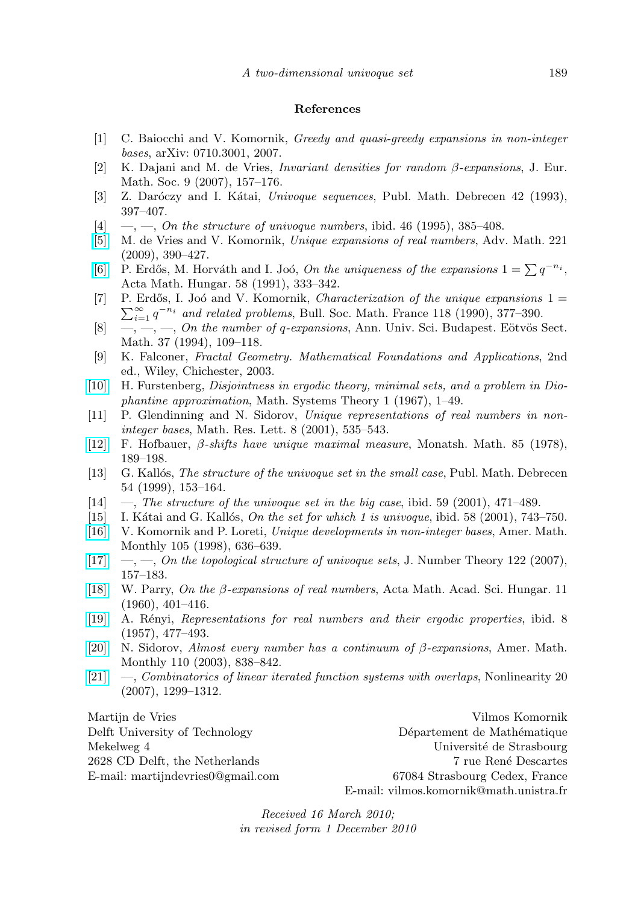## References

[1] C. Baiocchi and V. Komornik, *Greedy and quasi-greedy expansions in non-integer bases*, arXiv: 0710.3001, 2007.

[2] K. Dajani and M. de Vries, *Invariant densities for random β-expansions*, J. Eur. Math. Soc. 9 (2007), 157–176.

[3] Z. Daróczy and I. Kátai, *Univoque sequences*, Publ. Math. Debrecen 42 (1993), 397–407.

[4] —, —, *On the structure of univoque numbers*, ibid. 46 (1995), 385–408.

[5] M. de Vries and V. Komornik, *Unique expansions of real numbers*, Adv. Math. 221 (2009), 390–427.

[6] P. Erdős, M. Horváth and I. Joó, *On the uniqueness of the expansions* $1 = \sum q^{-n_i}$, Acta Math. Hungar. 58 (1991), 333–342.

[7] P. Erdős, I. Joó and V. Komornik, *Characterization of the unique expansions* $1 = \sum_{i=1}^{\infty} q^{-n_i}$ *and related problems*, Bull. Soc. Math. France 118 (1990), 377–390.

[8] —, —, —, *On the number of q-expansions*, Ann. Univ. Sci. Budapest. Eötvös Sect. Math. 37 (1994), 109–118.

[9] K. Falconer, *Fractal Geometry. Mathematical Foundations and Applications*, 2nd ed., Wiley, Chichester, 2003.

[10] H. Furstenberg, *Disjointness in ergodic theory, minimal sets, and a problem in Diophantine approximation*, Math. Systems Theory 1 (1967), 1–49.

[11] P. Glendinning and N. Sidorov, *Unique representations of real numbers in non-integer bases*, Math. Res. Lett. 8 (2001), 535–543.

[12] F. Hofbauer, *β-shifts have unique maximal measure*, Monatsh. Math. 85 (1978), 189–198.

[13] G. Kallós, *The structure of the univoque set in the small case*, Publ. Math. Debrecen 54 (1999), 153–164.

[14] —, *The structure of the univoque set in the big case*, ibid. 59 (2001), 471–489.

[15] I. Kátai and G. Kallós, *On the set for which 1 is univoque*, ibid. 58 (2001), 743–750.

[16] V. Komornik and P. Loreti, *Unique developments in non-integer bases*, Amer. Math. Monthly 105 (1998), 636–639.

[17] —, —, *On the topological structure of univoque sets*, J. Number Theory 122 (2007), 157–183.

[18] W. Parry, *On the β-expansions of real numbers*, Acta Math. Acad. Sci. Hungar. 11 (1960), 401–416.

[19] A. Rényi, *Representations for real numbers and their ergodic properties*, ibid. 8 (1957), 477–493.

[20] N. Sidorov, *Almost every number has a continuum of β-expansions*, Amer. Math. Monthly 110 (2003), 838–842.

[21] —, *Combinatorics of linear iterated function systems with overlaps*, Nonlinearity 20 (2007), 1299–1312.

Martijn de Vries
Delft University of Technology
Mekelweg 4
2628 CD Delft, the Netherlands
E-mail: martijndevries0@gmail.com

Vilmos Komornik
Département de Mathématique
Université de Strasbourg
7 rue René Descartes
67084 Strasbourg Cedex, France
E-mail: vilmos.komornik@math.unistra.fr

*Received 16 March 2010;*
*in revised form 1 December 2010*